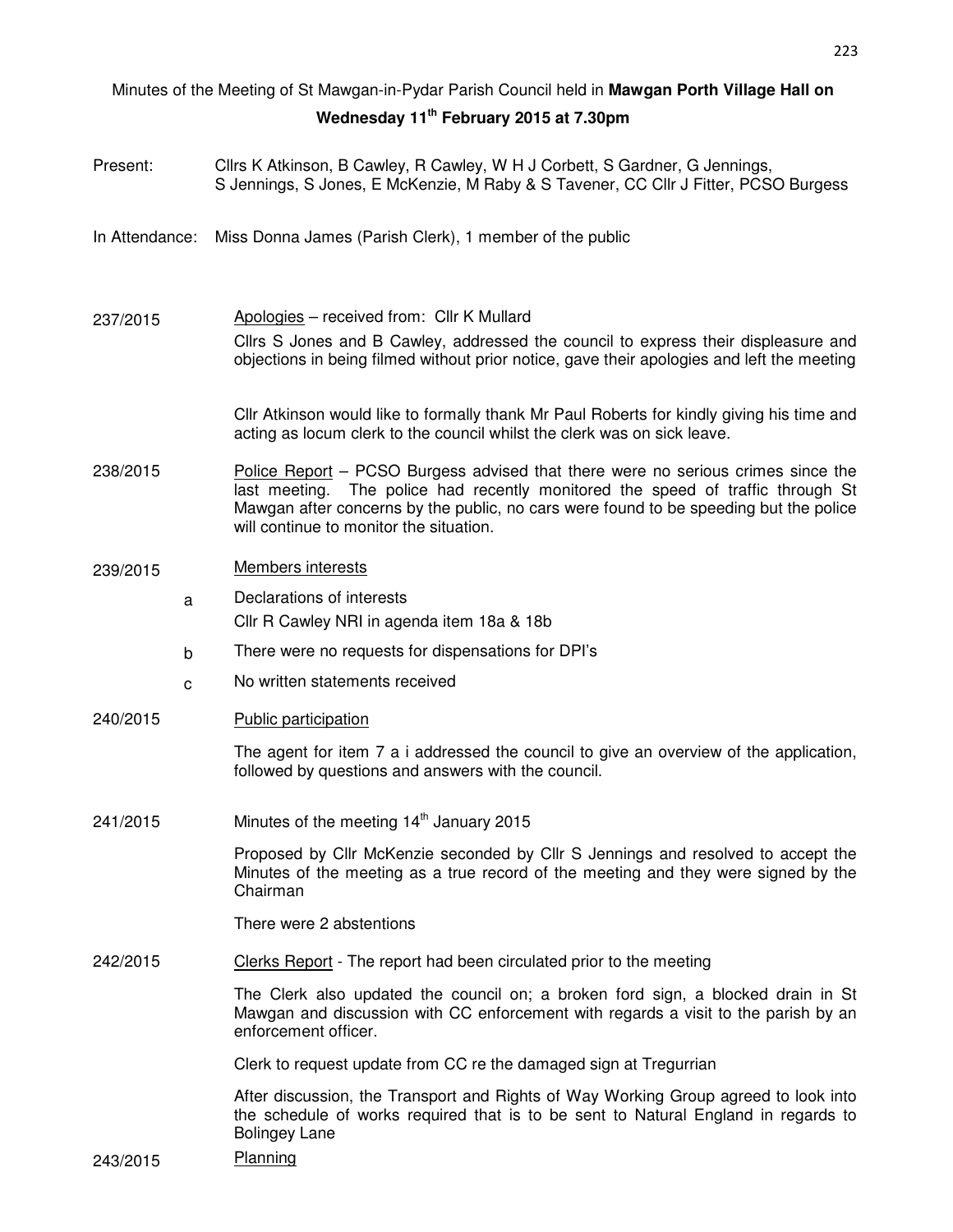Minutes of the Meeting of St Mawgan-in-Pydar Parish Council held in **Mawgan Porth Village Hall on Wednesday 11th February 2015 at 7.30pm**

Present: Cllrs K Atkinson, B Cawley, R Cawley, W H J Corbett, S Gardner, G Jennings, S Jennings, S Jones, E McKenzie, M Raby & S Tavener, CC Cllr J Fitter, PCSO Burgess

In Attendance: Miss Donna James (Parish Clerk), 1 member of the public

**237/2015** Apologies – received from: Cllr K Mullard

Cllrs S Jones and B Cawley, addressed the council to express their displeasure and objections in being filmed without prior notice, gave their apologies and left the meeting

Cllr Atkinson would like to formally thank Mr Paul Roberts for kindly giving his time and acting as locum clerk to the council whilst the clerk was on sick leave.

**238/2015** Police Report – PCSO Burgess advised that there were no serious crimes since the last meeting. The police had recently monitored the speed of traffic through St Mawgan after concerns by the public, no cars were found to be speeding but the police will continue to monitor the situation.

**239/2015** Members interests

a. Declarations of interests
   Cllr R Cawley NRI in agenda item 18a & 18b

b. There were no requests for dispensations for DPI's

c. No written statements received

**240/2015** Public participation

The agent for item 7 a i addressed the council to give an overview of the application, followed by questions and answers with the council.

**241/2015** Minutes of the meeting 14th January 2015

Proposed by Cllr McKenzie seconded by Cllr S Jennings and resolved to accept the Minutes of the meeting as a true record of the meeting and they were signed by the Chairman

There were 2 abstentions

**242/2015** Clerks Report - The report had been circulated prior to the meeting

The Clerk also updated the council on; a broken ford sign, a blocked drain in St Mawgan and discussion with CC enforcement with regards a visit to the parish by an enforcement officer.

Clerk to request update from CC re the damaged sign at Tregurrian

After discussion, the Transport and Rights of Way Working Group agreed to look into the schedule of works required that is to be sent to Natural England in regards to Bolingey Lane

**243/2015** Planning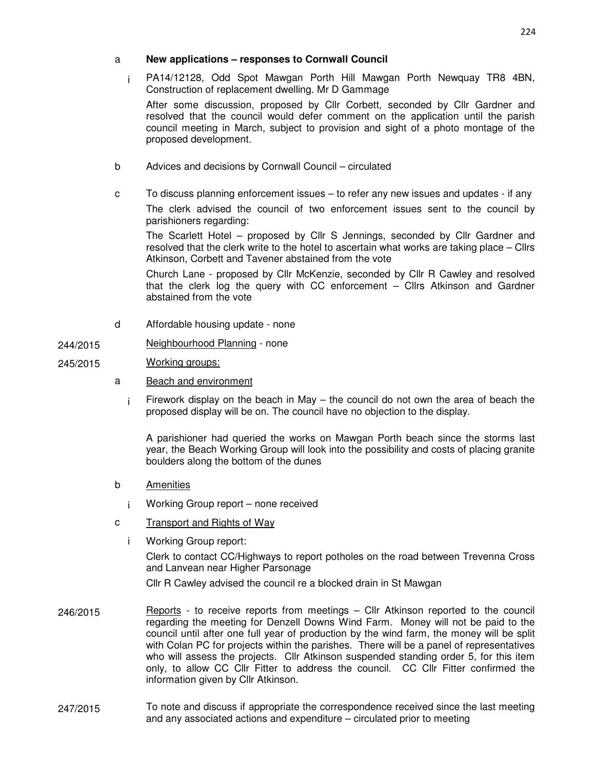a **New applications – responses to Cornwall Council**

i PA14/12128, Odd Spot Mawgan Porth Hill Mawgan Porth Newquay TR8 4BN, Construction of replacement dwelling. Mr D Gammage

After some discussion, proposed by Cllr Corbett, seconded by Cllr Gardner and resolved that the council would defer comment on the application until the parish council meeting in March, subject to provision and sight of a photo montage of the proposed development.

b Advices and decisions by Cornwall Council – circulated

c To discuss planning enforcement issues – to refer any new issues and updates - if any

The clerk advised the council of two enforcement issues sent to the council by parishioners regarding:

The Scarlett Hotel – proposed by Cllr S Jennings, seconded by Cllr Gardner and resolved that the clerk write to the hotel to ascertain what works are taking place – Cllrs Atkinson, Corbett and Tavener abstained from the vote

Church Lane - proposed by Cllr McKenzie, seconded by Cllr R Cawley and resolved that the clerk log the query with CC enforcement – Cllrs Atkinson and Gardner abstained from the vote

d Affordable housing update - none

244/2015 Neighbourhood Planning - none

245/2015 Working groups:

a Beach and environment

i Firework display on the beach in May – the council do not own the area of beach the proposed display will be on. The council have no objection to the display.

A parishioner had queried the works on Mawgan Porth beach since the storms last year, the Beach Working Group will look into the possibility and costs of placing granite boulders along the bottom of the dunes

b Amenities

i Working Group report – none received

c Transport and Rights of Way

i Working Group report:

Clerk to contact CC/Highways to report potholes on the road between Trevenna Cross and Lanvean near Higher Parsonage

Cllr R Cawley advised the council re a blocked drain in St Mawgan

246/2015 Reports - to receive reports from meetings – Cllr Atkinson reported to the council regarding the meeting for Denzell Downs Wind Farm. Money will not be paid to the council until after one full year of production by the wind farm, the money will be split with Colan PC for projects within the parishes. There will be a panel of representatives who will assess the projects. Cllr Atkinson suspended standing order 5, for this item only, to allow CC Cllr Fitter to address the council. CC Cllr Fitter confirmed the information given by Cllr Atkinson.

247/2015 To note and discuss if appropriate the correspondence received since the last meeting and any associated actions and expenditure – circulated prior to meeting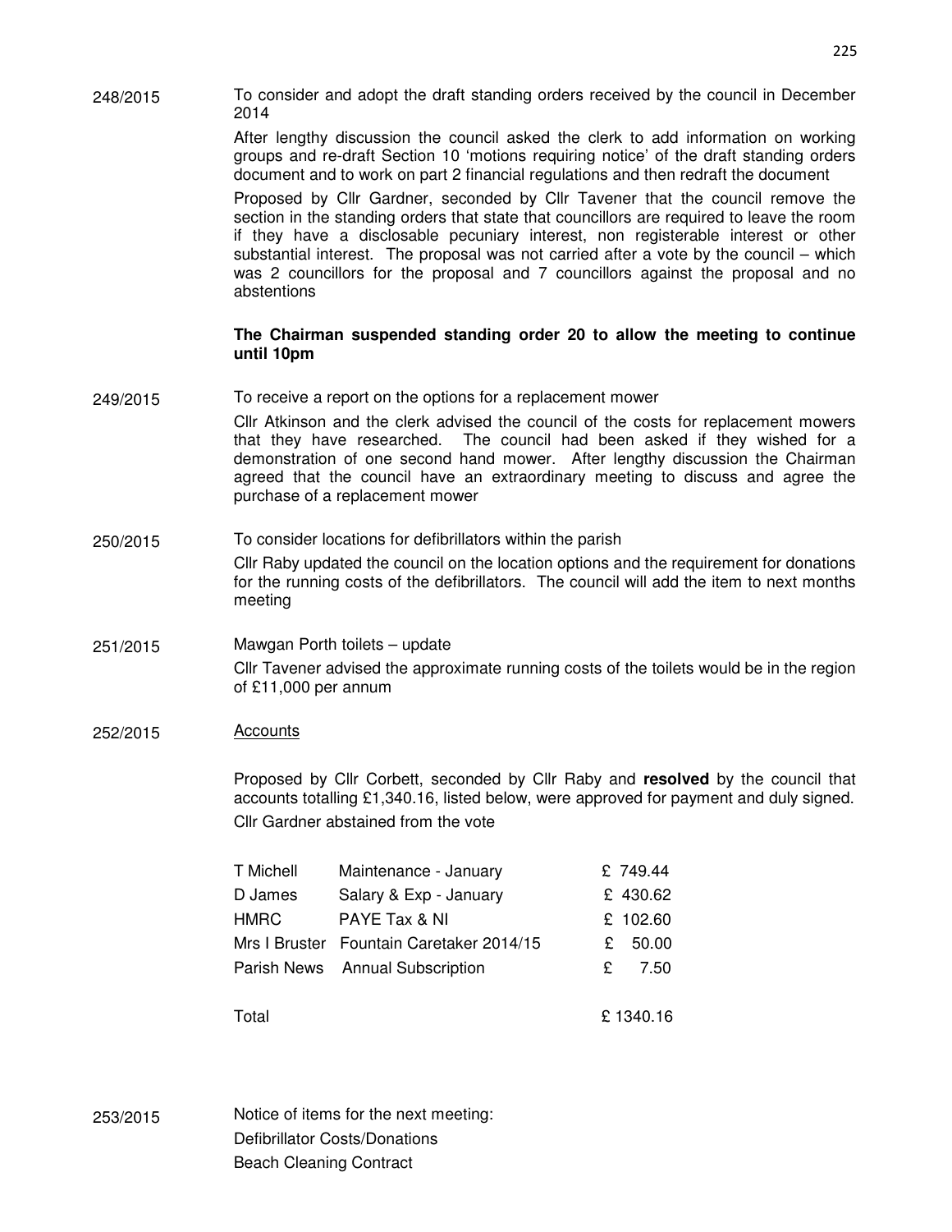**248/2015** To consider and adopt the draft standing orders received by the council in December 2014

After lengthy discussion the council asked the clerk to add information on working groups and re-draft Section 10 'motions requiring notice' of the draft standing orders document and to work on part 2 financial regulations and then redraft the document

Proposed by Cllr Gardner, seconded by Cllr Tavener that the council remove the section in the standing orders that state that councillors are required to leave the room if they have a disclosable pecuniary interest, non registerable interest or other substantial interest. The proposal was not carried after a vote by the council – which was 2 councillors for the proposal and 7 councillors against the proposal and no abstentions

**The Chairman suspended standing order 20 to allow the meeting to continue until 10pm**

**249/2015** To receive a report on the options for a replacement mower

Cllr Atkinson and the clerk advised the council of the costs for replacement mowers that they have researched. The council had been asked if they wished for a demonstration of one second hand mower. After lengthy discussion the Chairman agreed that the council have an extraordinary meeting to discuss and agree the purchase of a replacement mower

**250/2015** To consider locations for defibrillators within the parish

Cllr Raby updated the council on the location options and the requirement for donations for the running costs of the defibrillators. The council will add the item to next months meeting

**251/2015** Mawgan Porth toilets – update

Cllr Tavener advised the approximate running costs of the toilets would be in the region of £11,000 per annum

**252/2015** Accounts

Proposed by Cllr Corbett, seconded by Cllr Raby and **resolved** by the council that accounts totalling £1,340.16, listed below, were approved for payment and duly signed. Cllr Gardner abstained from the vote

| | | |
|---|---|---|
| T Michell | Maintenance - January | £ 749.44 |
| D James | Salary & Exp - January | £ 430.62 |
| HMRC | PAYE Tax & NI | £ 102.60 |
| Mrs I Bruster | Fountain Caretaker 2014/15 | £ 50.00 |
| Parish News | Annual Subscription | £ 7.50 |
| Total | | £ 1340.16 |

**253/2015** Notice of items for the next meeting:

Defibrillator Costs/Donations

Beach Cleaning Contract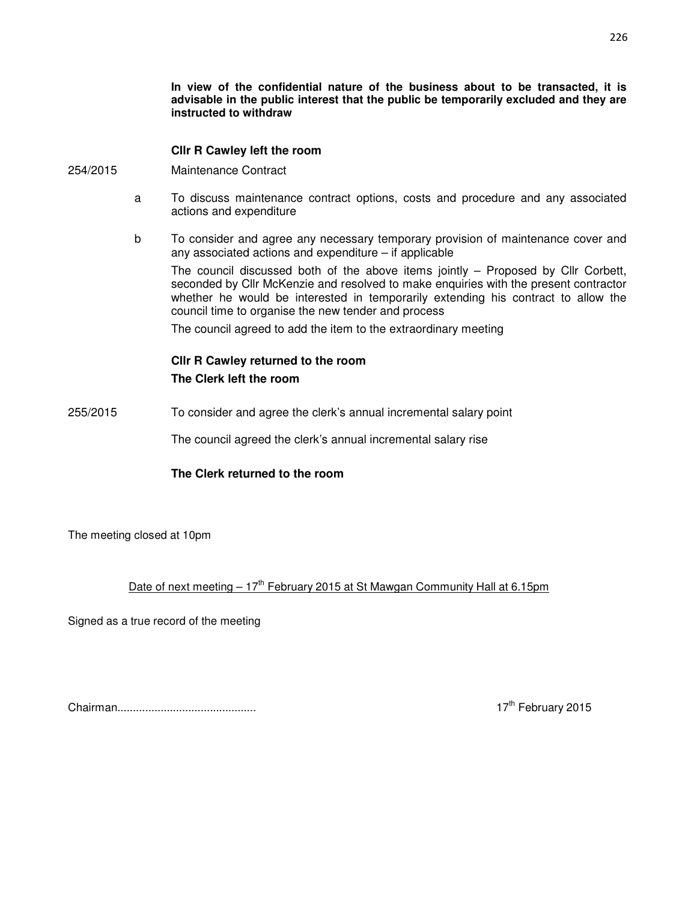**In view of the confidential nature of the business about to be transacted, it is advisable in the public interest that the public be temporarily excluded and they are instructed to withdraw**

**Cllr R Cawley left the room**

254/2015 Maintenance Contract

a To discuss maintenance contract options, costs and procedure and any associated actions and expenditure

b To consider and agree any necessary temporary provision of maintenance cover and any associated actions and expenditure – if applicable

The council discussed both of the above items jointly – Proposed by Cllr Corbett, seconded by Cllr McKenzie and resolved to make enquiries with the present contractor whether he would be interested in temporarily extending his contract to allow the council time to organise the new tender and process

The council agreed to add the item to the extraordinary meeting

**Cllr R Cawley returned to the room**

**The Clerk left the room**

255/2015 To consider and agree the clerk's annual incremental salary point

The council agreed the clerk's annual incremental salary rise

**The Clerk returned to the room**

The meeting closed at 10pm

Date of next meeting – 17th February 2015 at St Mawgan Community Hall at 6.15pm

Signed as a true record of the meeting

Chairman............................................ 17th February 2015